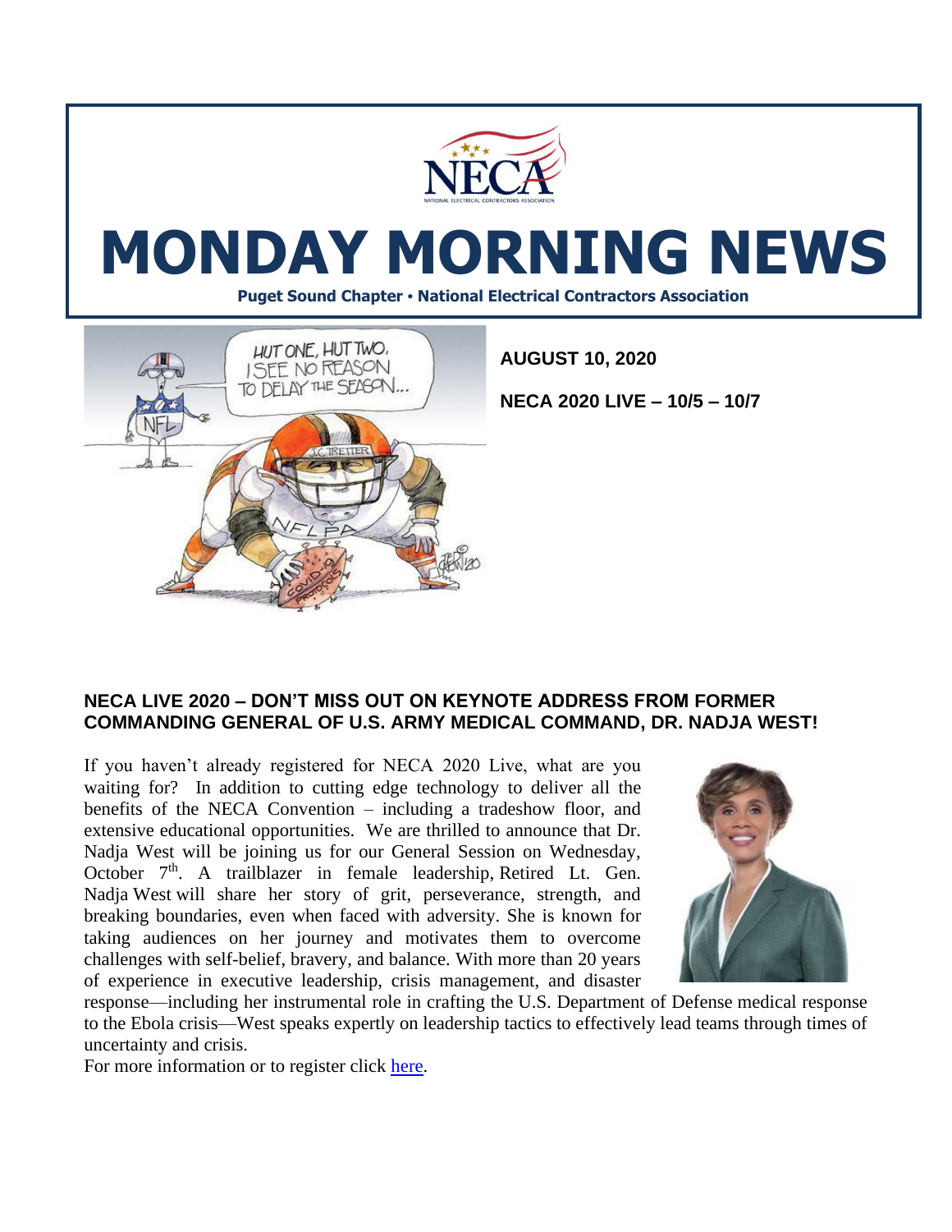# MONDAY MORNING NEWS

**Puget Sound Chapter • National Electrical Contractors Association**

**AUGUST 10, 2020**

**NECA 2020 LIVE – 10/5 – 10/7**

### NECA LIVE 2020 – DON'T MISS OUT ON KEYNOTE ADDRESS FROM FORMER COMMANDING GENERAL OF U.S. ARMY MEDICAL COMMAND, DR. NADJA WEST!

If you haven't already registered for NECA 2020 Live, what are you waiting for? In addition to cutting edge technology to deliver all the benefits of the NECA Convention – including a tradeshow floor, and extensive educational opportunities. We are thrilled to announce that Dr. Nadja West will be joining us for our General Session on Wednesday, October 7th. A trailblazer in female leadership, Retired Lt. Gen. Nadja West will share her story of grit, perseverance, strength, and breaking boundaries, even when faced with adversity. She is known for taking audiences on her journey and motivates them to overcome challenges with self-belief, bravery, and balance. With more than 20 years of experience in executive leadership, crisis management, and disaster response—including her instrumental role in crafting the U.S. Department of Defense medical response to the Ebola crisis—West speaks expertly on leadership tactics to effectively lead teams through times of uncertainty and crisis.

For more information or to register click here.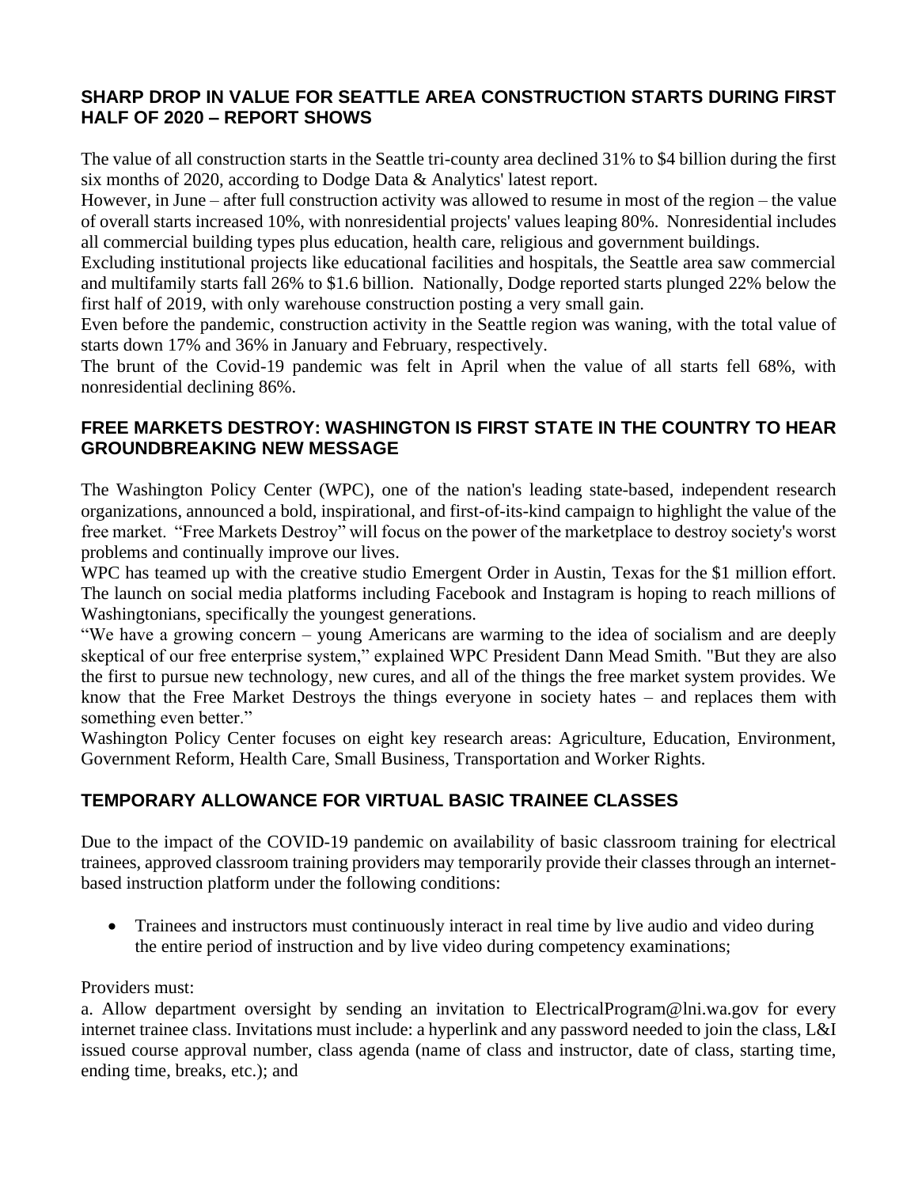## SHARP DROP IN VALUE FOR SEATTLE AREA CONSTRUCTION STARTS DURING FIRST HALF OF 2020 – REPORT SHOWS

The value of all construction starts in the Seattle tri-county area declined 31% to $4 billion during the first six months of 2020, according to Dodge Data & Analytics' latest report.

However, in June – after full construction activity was allowed to resume in most of the region – the value of overall starts increased 10%, with nonresidential projects' values leaping 80%. Nonresidential includes all commercial building types plus education, health care, religious and government buildings.

Excluding institutional projects like educational facilities and hospitals, the Seattle area saw commercial and multifamily starts fall 26% to $1.6 billion. Nationally, Dodge reported starts plunged 22% below the first half of 2019, with only warehouse construction posting a very small gain.

Even before the pandemic, construction activity in the Seattle region was waning, with the total value of starts down 17% and 36% in January and February, respectively.

The brunt of the Covid-19 pandemic was felt in April when the value of all starts fell 68%, with nonresidential declining 86%.

## FREE MARKETS DESTROY: WASHINGTON IS FIRST STATE IN THE COUNTRY TO HEAR GROUNDBREAKING NEW MESSAGE

The Washington Policy Center (WPC), one of the nation's leading state-based, independent research organizations, announced a bold, inspirational, and first-of-its-kind campaign to highlight the value of the free market. "Free Markets Destroy" will focus on the power of the marketplace to destroy society's worst problems and continually improve our lives.

WPC has teamed up with the creative studio Emergent Order in Austin, Texas for the $1 million effort. The launch on social media platforms including Facebook and Instagram is hoping to reach millions of Washingtonians, specifically the youngest generations.

"We have a growing concern – young Americans are warming to the idea of socialism and are deeply skeptical of our free enterprise system," explained WPC President Dann Mead Smith. "But they are also the first to pursue new technology, new cures, and all of the things the free market system provides. We know that the Free Market Destroys the things everyone in society hates – and replaces them with something even better."

Washington Policy Center focuses on eight key research areas: Agriculture, Education, Environment, Government Reform, Health Care, Small Business, Transportation and Worker Rights.

## TEMPORARY ALLOWANCE FOR VIRTUAL BASIC TRAINEE CLASSES

Due to the impact of the COVID-19 pandemic on availability of basic classroom training for electrical trainees, approved classroom training providers may temporarily provide their classes through an internet-based instruction platform under the following conditions:

- Trainees and instructors must continuously interact in real time by live audio and video during the entire period of instruction and by live video during competency examinations;

Providers must:

a. Allow department oversight by sending an invitation to ElectricalProgram@lni.wa.gov for every internet trainee class. Invitations must include: a hyperlink and any password needed to join the class, L&I issued course approval number, class agenda (name of class and instructor, date of class, starting time, ending time, breaks, etc.); and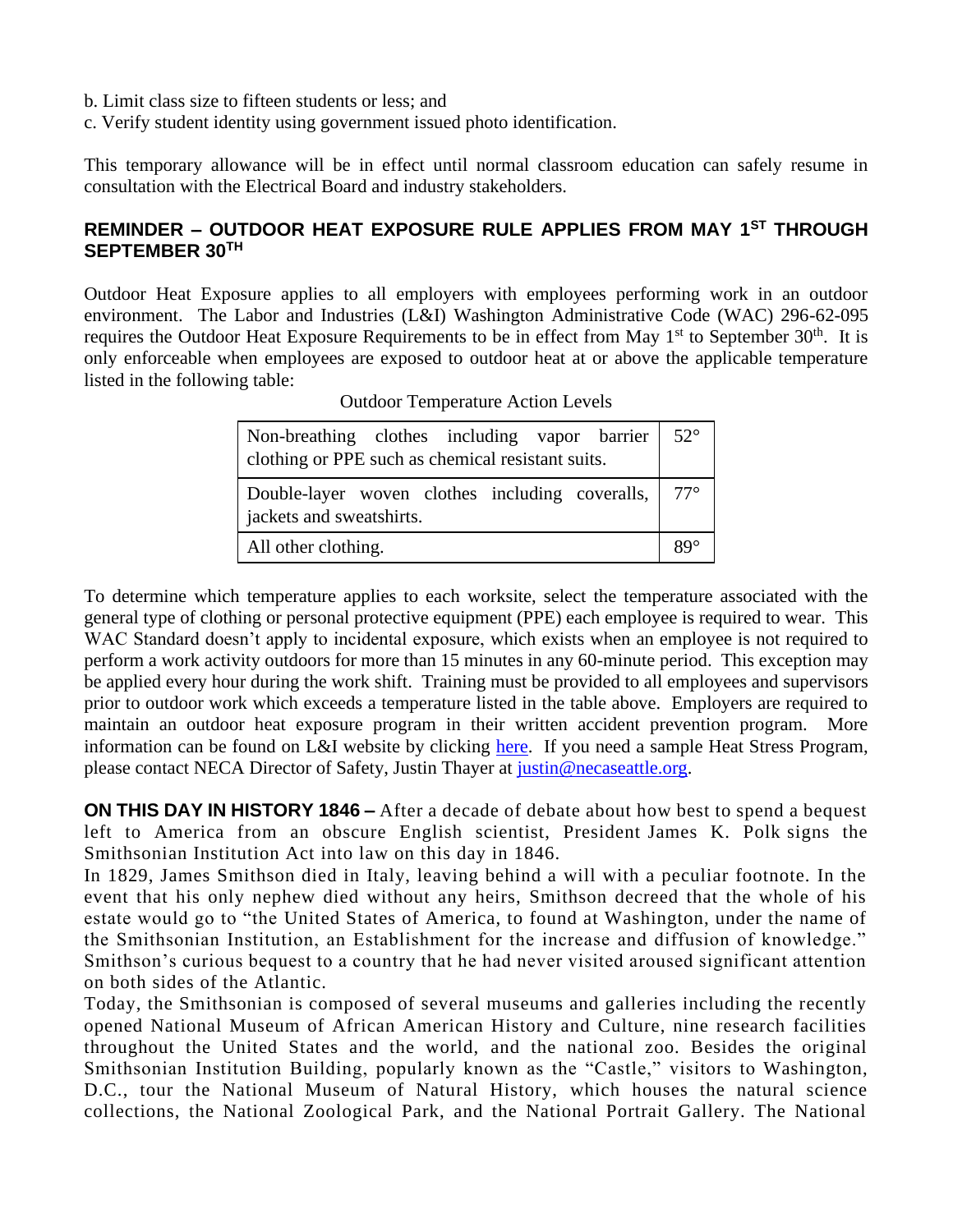b. Limit class size to fifteen students or less; and
c. Verify student identity using government issued photo identification.

This temporary allowance will be in effect until normal classroom education can safely resume in consultation with the Electrical Board and industry stakeholders.

## REMINDER – OUTDOOR HEAT EXPOSURE RULE APPLIES FROM MAY 1ST THROUGH SEPTEMBER 30TH

Outdoor Heat Exposure applies to all employers with employees performing work in an outdoor environment. The Labor and Industries (L&I) Washington Administrative Code (WAC) 296-62-095 requires the Outdoor Heat Exposure Requirements to be in effect from May 1st to September 30th. It is only enforceable when employees are exposed to outdoor heat at or above the applicable temperature listed in the following table:

Outdoor Temperature Action Levels

| Clothing | Temperature |
|---|---|
| Non-breathing clothes including vapor barrier clothing or PPE such as chemical resistant suits. | 52° |
| Double-layer woven clothes including coveralls, jackets and sweatshirts. | 77° |
| All other clothing. | 89° |

To determine which temperature applies to each worksite, select the temperature associated with the general type of clothing or personal protective equipment (PPE) each employee is required to wear. This WAC Standard doesn't apply to incidental exposure, which exists when an employee is not required to perform a work activity outdoors for more than 15 minutes in any 60-minute period. This exception may be applied every hour during the work shift. Training must be provided to all employees and supervisors prior to outdoor work which exceeds a temperature listed in the table above. Employers are required to maintain an outdoor heat exposure program in their written accident prevention program. More information can be found on L&I website by clicking here. If you need a sample Heat Stress Program, please contact NECA Director of Safety, Justin Thayer at justin@necaseattle.org.

**ON THIS DAY IN HISTORY 1846 –** After a decade of debate about how best to spend a bequest left to America from an obscure English scientist, President James K. Polk signs the Smithsonian Institution Act into law on this day in 1846.

In 1829, James Smithson died in Italy, leaving behind a will with a peculiar footnote. In the event that his only nephew died without any heirs, Smithson decreed that the whole of his estate would go to "the United States of America, to found at Washington, under the name of the Smithsonian Institution, an Establishment for the increase and diffusion of knowledge." Smithson's curious bequest to a country that he had never visited aroused significant attention on both sides of the Atlantic.

Today, the Smithsonian is composed of several museums and galleries including the recently opened National Museum of African American History and Culture, nine research facilities throughout the United States and the world, and the national zoo. Besides the original Smithsonian Institution Building, popularly known as the "Castle," visitors to Washington, D.C., tour the National Museum of Natural History, which houses the natural science collections, the National Zoological Park, and the National Portrait Gallery. The National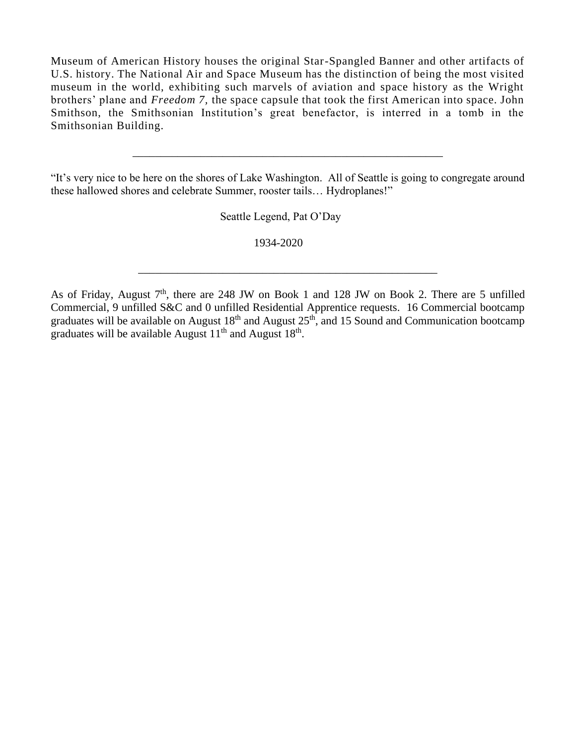Museum of American History houses the original Star-Spangled Banner and other artifacts of U.S. history. The National Air and Space Museum has the distinction of being the most visited museum in the world, exhibiting such marvels of aviation and space history as the Wright brothers' plane and *Freedom 7*, the space capsule that took the first American into space. John Smithson, the Smithsonian Institution's great benefactor, is interred in a tomb in the Smithsonian Building.

---

"It's very nice to be here on the shores of Lake Washington. All of Seattle is going to congregate around these hallowed shores and celebrate Summer, rooster tails… Hydroplanes!"

Seattle Legend, Pat O'Day

1934-2020

---

As of Friday, August 7th, there are 248 JW on Book 1 and 128 JW on Book 2. There are 5 unfilled Commercial, 9 unfilled S&C and 0 unfilled Residential Apprentice requests. 16 Commercial bootcamp graduates will be available on August 18th and August 25th, and 15 Sound and Communication bootcamp graduates will be available August 11th and August 18th.